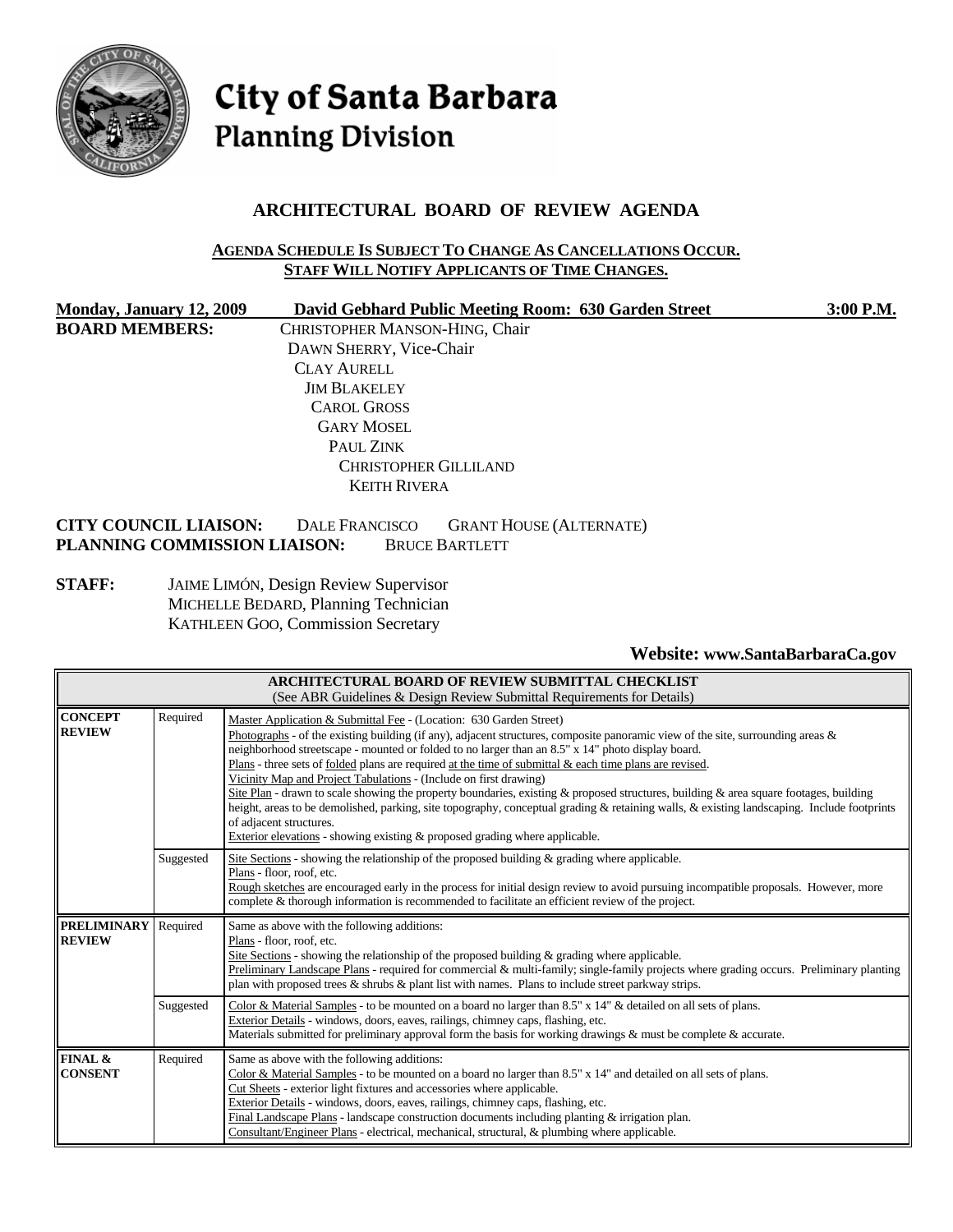# City of Santa Barbara
## Planning Division

## ARCHITECTURAL BOARD OF REVIEW AGENDA

**AGENDA SCHEDULE IS SUBJECT TO CHANGE AS CANCELLATIONS OCCUR.**
**STAFF WILL NOTIFY APPLICANTS OF TIME CHANGES.**

**Monday, January 12, 2009** **David Gebhard Public Meeting Room: 630 Garden Street** **3:00 P.M.**

**BOARD MEMBERS:**
CHRISTOPHER MANSON-HING, Chair
DAWN SHERRY, Vice-Chair
CLAY AURELL
JIM BLAKELEY
CAROL GROSS
GARY MOSEL
PAUL ZINK
CHRISTOPHER GILLILAND
KEITH RIVERA

**CITY COUNCIL LIAISON:** DALE FRANCISCO GRANT HOUSE (ALTERNATE)
**PLANNING COMMISSION LIAISON:** BRUCE BARTLETT

**STAFF:**
JAIME LIMÓN, Design Review Supervisor
MICHELLE BEDARD, Planning Technician
KATHLEEN GOO, Commission Secretary

**Website: www.SantaBarbaraCa.gov**

| **ARCHITECTURAL BOARD OF REVIEW SUBMITTAL CHECKLIST** (See ABR Guidelines & Design Review Submittal Requirements for Details) | | |
|---|---|---|
| **CONCEPT REVIEW** | Required | Master Application & Submittal Fee - (Location: 630 Garden Street)<br>Photographs - of the existing building (if any), adjacent structures, composite panoramic view of the site, surrounding areas & neighborhood streetscape - mounted or folded to no larger than an 8.5" x 14" photo display board.<br>Plans - three sets of folded plans are required at the time of submittal & each time plans are revised.<br>Vicinity Map and Project Tabulations - (Include on first drawing)<br>Site Plan - drawn to scale showing the property boundaries, existing & proposed structures, building & area square footages, building height, areas to be demolished, parking, site topography, conceptual grading & retaining walls, & existing landscaping. Include footprints of adjacent structures.<br>Exterior elevations - showing existing & proposed grading where applicable. |
| | Suggested | Site Sections - showing the relationship of the proposed building & grading where applicable.<br>Plans - floor, roof, etc.<br>Rough sketches are encouraged early in the process for initial design review to avoid pursuing incompatible proposals. However, more complete & thorough information is recommended to facilitate an efficient review of the project. |
| **PRELIMINARY REVIEW** | Required | Same as above with the following additions:<br>Plans - floor, roof, etc.<br>Site Sections - showing the relationship of the proposed building & grading where applicable.<br>Preliminary Landscape Plans - required for commercial & multi-family; single-family projects where grading occurs. Preliminary planting plan with proposed trees & shrubs & plant list with names. Plans to include street parkway strips. |
| | Suggested | Color & Material Samples - to be mounted on a board no larger than 8.5" x 14" & detailed on all sets of plans.<br>Exterior Details - windows, doors, eaves, railings, chimney caps, flashing, etc.<br>Materials submitted for preliminary approval form the basis for working drawings & must be complete & accurate. |
| **FINAL & CONSENT** | Required | Same as above with the following additions:<br>Color & Material Samples - to be mounted on a board no larger than 8.5" x 14" and detailed on all sets of plans.<br>Cut Sheets - exterior light fixtures and accessories where applicable.<br>Exterior Details - windows, doors, eaves, railings, chimney caps, flashing, etc.<br>Final Landscape Plans - landscape construction documents including planting & irrigation plan.<br>Consultant/Engineer Plans - electrical, mechanical, structural, & plumbing where applicable. |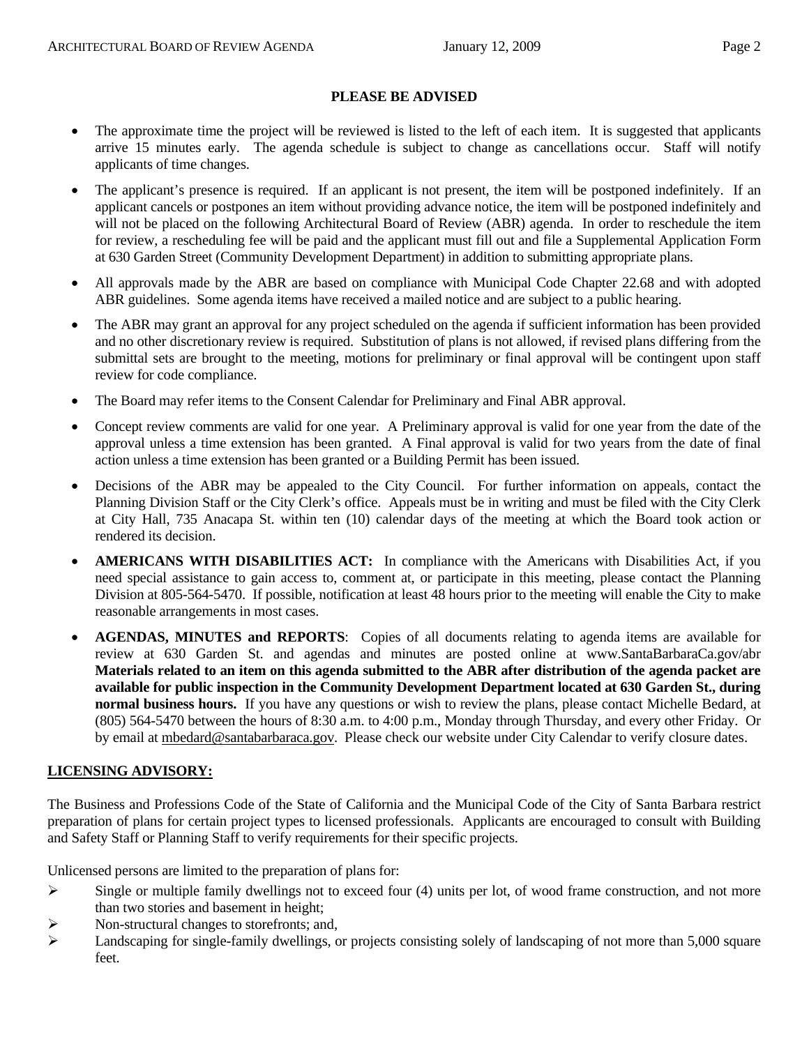**PLEASE BE ADVISED**

- The approximate time the project will be reviewed is listed to the left of each item. It is suggested that applicants arrive 15 minutes early. The agenda schedule is subject to change as cancellations occur. Staff will notify applicants of time changes.
- The applicant's presence is required. If an applicant is not present, the item will be postponed indefinitely. If an applicant cancels or postpones an item without providing advance notice, the item will be postponed indefinitely and will not be placed on the following Architectural Board of Review (ABR) agenda. In order to reschedule the item for review, a rescheduling fee will be paid and the applicant must fill out and file a Supplemental Application Form at 630 Garden Street (Community Development Department) in addition to submitting appropriate plans.
- All approvals made by the ABR are based on compliance with Municipal Code Chapter 22.68 and with adopted ABR guidelines. Some agenda items have received a mailed notice and are subject to a public hearing.
- The ABR may grant an approval for any project scheduled on the agenda if sufficient information has been provided and no other discretionary review is required. Substitution of plans is not allowed, if revised plans differing from the submittal sets are brought to the meeting, motions for preliminary or final approval will be contingent upon staff review for code compliance.
- The Board may refer items to the Consent Calendar for Preliminary and Final ABR approval.
- Concept review comments are valid for one year. A Preliminary approval is valid for one year from the date of the approval unless a time extension has been granted. A Final approval is valid for two years from the date of final action unless a time extension has been granted or a Building Permit has been issued.
- Decisions of the ABR may be appealed to the City Council. For further information on appeals, contact the Planning Division Staff or the City Clerk's office. Appeals must be in writing and must be filed with the City Clerk at City Hall, 735 Anacapa St. within ten (10) calendar days of the meeting at which the Board took action or rendered its decision.
- **AMERICANS WITH DISABILITIES ACT:** In compliance with the Americans with Disabilities Act, if you need special assistance to gain access to, comment at, or participate in this meeting, please contact the Planning Division at 805-564-5470. If possible, notification at least 48 hours prior to the meeting will enable the City to make reasonable arrangements in most cases.
- **AGENDAS, MINUTES and REPORTS**: Copies of all documents relating to agenda items are available for review at 630 Garden St. and agendas and minutes are posted online at www.SantaBarbaraCa.gov/abr **Materials related to an item on this agenda submitted to the ABR after distribution of the agenda packet are available for public inspection in the Community Development Department located at 630 Garden St., during normal business hours.** If you have any questions or wish to review the plans, please contact Michelle Bedard, at (805) 564-5470 between the hours of 8:30 a.m. to 4:00 p.m., Monday through Thursday, and every other Friday. Or by email at mbedard@santabarbaraca.gov. Please check our website under City Calendar to verify closure dates.

**LICENSING ADVISORY:**

The Business and Professions Code of the State of California and the Municipal Code of the City of Santa Barbara restrict preparation of plans for certain project types to licensed professionals. Applicants are encouraged to consult with Building and Safety Staff or Planning Staff to verify requirements for their specific projects.

Unlicensed persons are limited to the preparation of plans for:

- Single or multiple family dwellings not to exceed four (4) units per lot, of wood frame construction, and not more than two stories and basement in height;
- Non-structural changes to storefronts; and,
- Landscaping for single-family dwellings, or projects consisting solely of landscaping of not more than 5,000 square feet.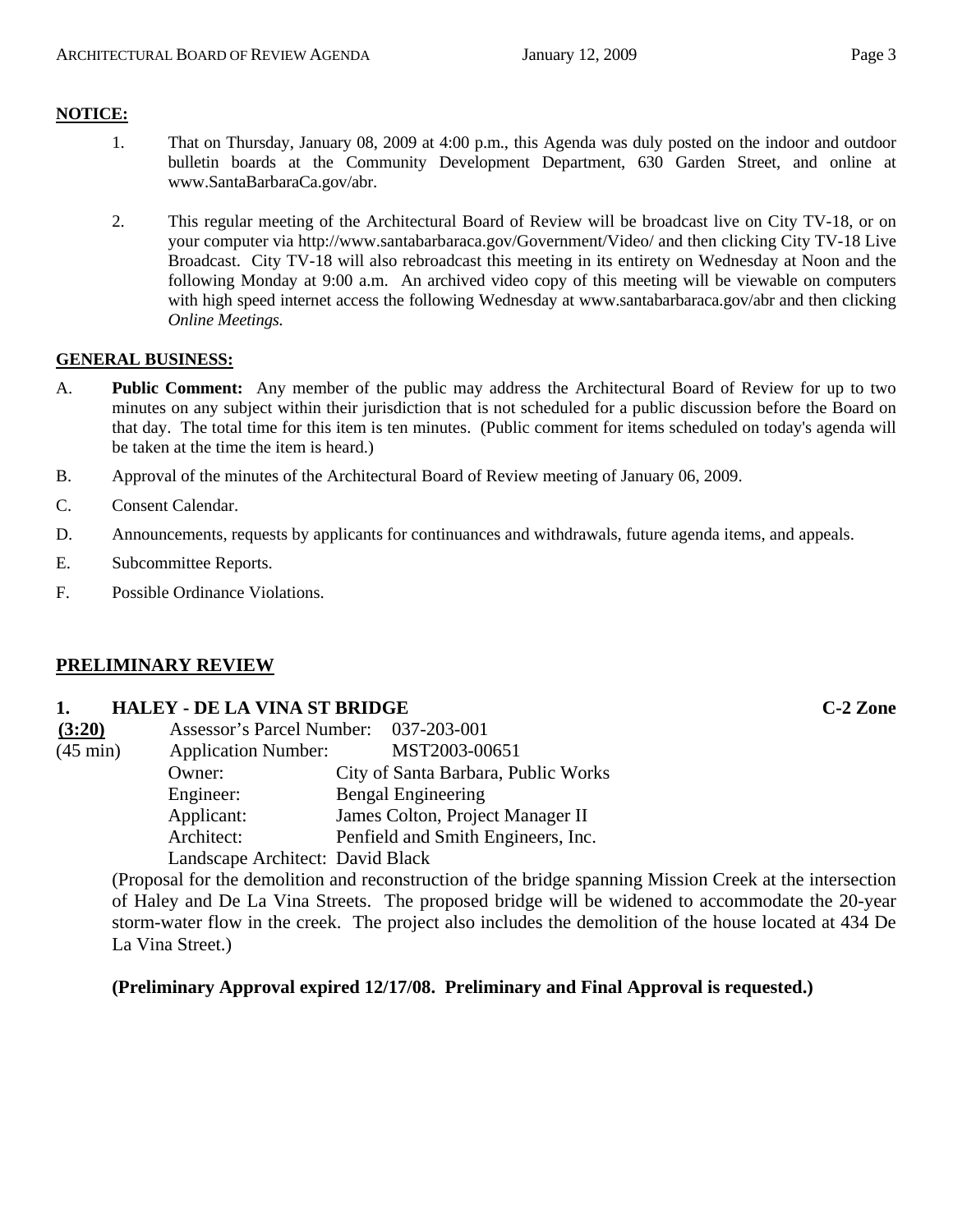**NOTICE:**

1. That on Thursday, January 08, 2009 at 4:00 p.m., this Agenda was duly posted on the indoor and outdoor bulletin boards at the Community Development Department, 630 Garden Street, and online at www.SantaBarbaraCa.gov/abr.

2. This regular meeting of the Architectural Board of Review will be broadcast live on City TV-18, or on your computer via http://www.santabarbaraca.gov/Government/Video/ and then clicking City TV-18 Live Broadcast. City TV-18 will also rebroadcast this meeting in its entirety on Wednesday at Noon and the following Monday at 9:00 a.m. An archived video copy of this meeting will be viewable on computers with high speed internet access the following Wednesday at www.santabarbaraca.gov/abr and then clicking *Online Meetings.*

**GENERAL BUSINESS:**

A. **Public Comment:** Any member of the public may address the Architectural Board of Review for up to two minutes on any subject within their jurisdiction that is not scheduled for a public discussion before the Board on that day. The total time for this item is ten minutes. (Public comment for items scheduled on today's agenda will be taken at the time the item is heard.)

B. Approval of the minutes of the Architectural Board of Review meeting of January 06, 2009.

C. Consent Calendar.

D. Announcements, requests by applicants for continuances and withdrawals, future agenda items, and appeals.

E. Subcommittee Reports.

F. Possible Ordinance Violations.

## PRELIMINARY REVIEW

### 1. HALEY - DE LA VINA ST BRIDGE — C-2 Zone

**(3:20)**
(45 min)

Assessor's Parcel Number: 037-203-001
Application Number: MST2003-00651
Owner: City of Santa Barbara, Public Works
Engineer: Bengal Engineering
Applicant: James Colton, Project Manager II
Architect: Penfield and Smith Engineers, Inc.
Landscape Architect: David Black

(Proposal for the demolition and reconstruction of the bridge spanning Mission Creek at the intersection of Haley and De La Vina Streets. The proposed bridge will be widened to accommodate the 20-year storm-water flow in the creek. The project also includes the demolition of the house located at 434 De La Vina Street.)

**(Preliminary Approval expired 12/17/08. Preliminary and Final Approval is requested.)**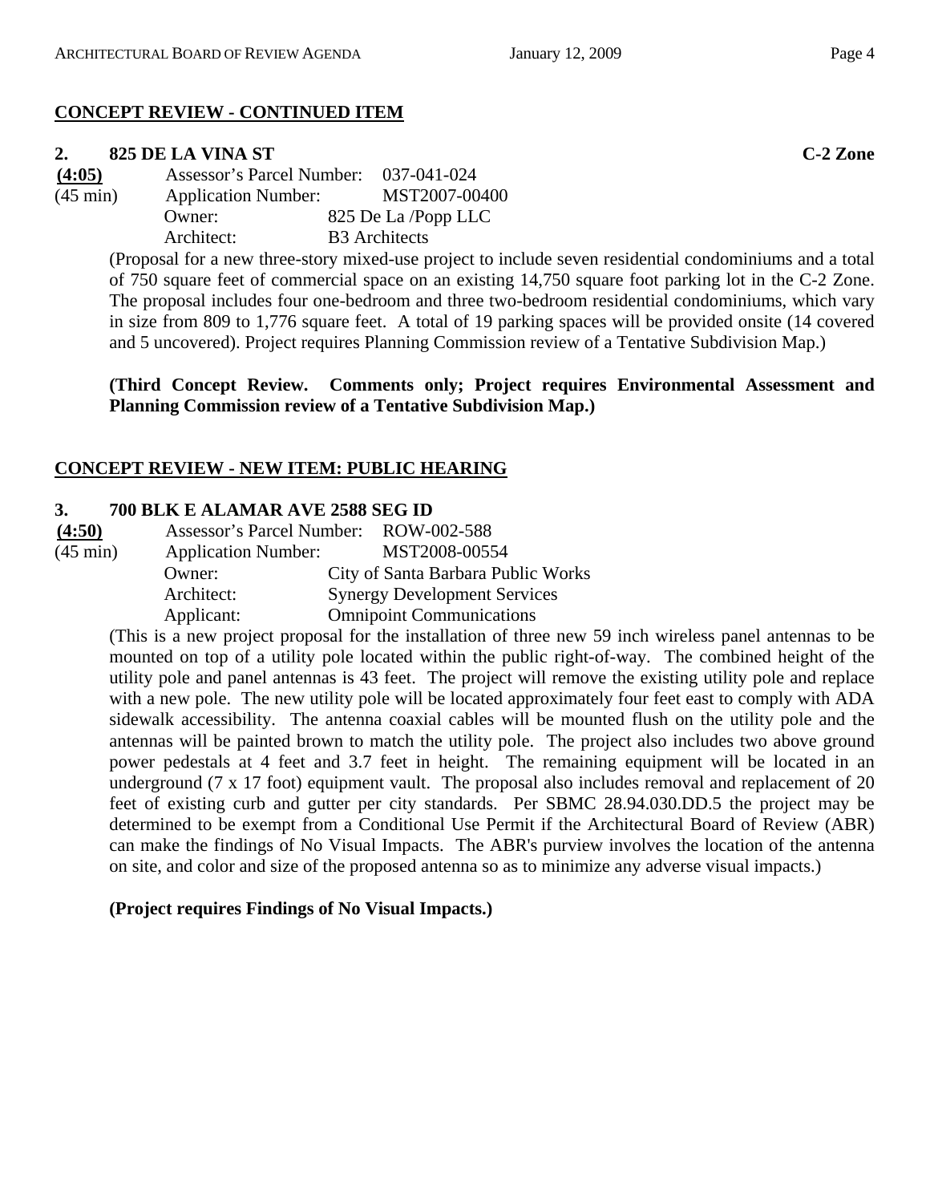**CONCEPT REVIEW - CONTINUED ITEM**

**2. 825 DE LA VINA ST** **C-2 Zone**

**(4:05)** Assessor's Parcel Number: 037-041-024
(45 min) Application Number: MST2007-00400
Owner: 825 De La /Popp LLC
Architect: B3 Architects

(Proposal for a new three-story mixed-use project to include seven residential condominiums and a total of 750 square feet of commercial space on an existing 14,750 square foot parking lot in the C-2 Zone. The proposal includes four one-bedroom and three two-bedroom residential condominiums, which vary in size from 809 to 1,776 square feet. A total of 19 parking spaces will be provided onsite (14 covered and 5 uncovered). Project requires Planning Commission review of a Tentative Subdivision Map.)

**(Third Concept Review. Comments only; Project requires Environmental Assessment and Planning Commission review of a Tentative Subdivision Map.)**

**CONCEPT REVIEW - NEW ITEM: PUBLIC HEARING**

**3. 700 BLK E ALAMAR AVE 2588 SEG ID**

**(4:50)** Assessor's Parcel Number: ROW-002-588
(45 min) Application Number: MST2008-00554
Owner: City of Santa Barbara Public Works
Architect: Synergy Development Services
Applicant: Omnipoint Communications

(This is a new project proposal for the installation of three new 59 inch wireless panel antennas to be mounted on top of a utility pole located within the public right-of-way. The combined height of the utility pole and panel antennas is 43 feet. The project will remove the existing utility pole and replace with a new pole. The new utility pole will be located approximately four feet east to comply with ADA sidewalk accessibility. The antenna coaxial cables will be mounted flush on the utility pole and the antennas will be painted brown to match the utility pole. The project also includes two above ground power pedestals at 4 feet and 3.7 feet in height. The remaining equipment will be located in an underground (7 x 17 foot) equipment vault. The proposal also includes removal and replacement of 20 feet of existing curb and gutter per city standards. Per SBMC 28.94.030.DD.5 the project may be determined to be exempt from a Conditional Use Permit if the Architectural Board of Review (ABR) can make the findings of No Visual Impacts. The ABR's purview involves the location of the antenna on site, and color and size of the proposed antenna so as to minimize any adverse visual impacts.)

**(Project requires Findings of No Visual Impacts.)**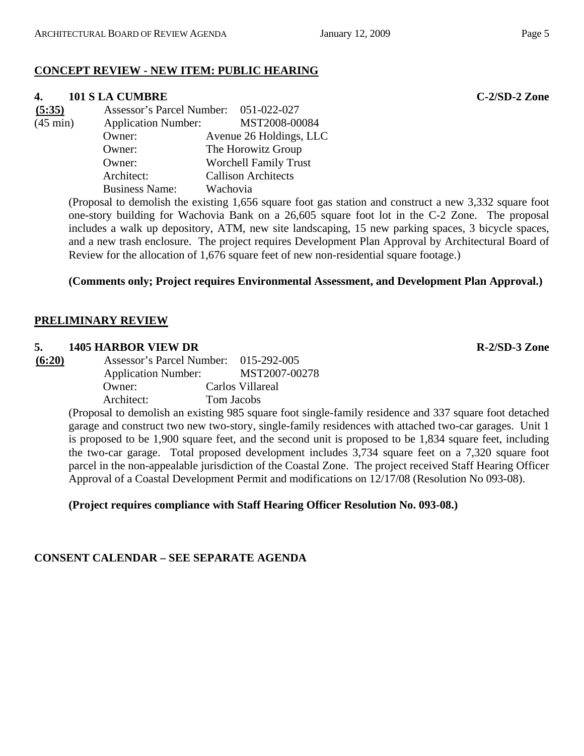**CONCEPT REVIEW - NEW ITEM: PUBLIC HEARING**

**4. 101 S LA CUMBRE** **C-2/SD-2 Zone**

**(5:35)** Assessor's Parcel Number: 051-022-027
(45 min) Application Number: MST2008-00084
Owner: Avenue 26 Holdings, LLC
Owner: The Horowitz Group
Owner: Worchell Family Trust
Architect: Callison Architects
Business Name: Wachovia

(Proposal to demolish the existing 1,656 square foot gas station and construct a new 3,332 square foot one-story building for Wachovia Bank on a 26,605 square foot lot in the C-2 Zone. The proposal includes a walk up depository, ATM, new site landscaping, 15 new parking spaces, 3 bicycle spaces, and a new trash enclosure. The project requires Development Plan Approval by Architectural Board of Review for the allocation of 1,676 square feet of new non-residential square footage.)

**(Comments only; Project requires Environmental Assessment, and Development Plan Approval.)**

**PRELIMINARY REVIEW**

**5. 1405 HARBOR VIEW DR** **R-2/SD-3 Zone**

**(6:20)** Assessor's Parcel Number: 015-292-005
Application Number: MST2007-00278
Owner: Carlos Villareal
Architect: Tom Jacobs

(Proposal to demolish an existing 985 square foot single-family residence and 337 square foot detached garage and construct two new two-story, single-family residences with attached two-car garages. Unit 1 is proposed to be 1,900 square feet, and the second unit is proposed to be 1,834 square feet, including the two-car garage. Total proposed development includes 3,734 square feet on a 7,320 square foot parcel in the non-appealable jurisdiction of the Coastal Zone. The project received Staff Hearing Officer Approval of a Coastal Development Permit and modifications on 12/17/08 (Resolution No 093-08).

**(Project requires compliance with Staff Hearing Officer Resolution No. 093-08.)**

**CONSENT CALENDAR – SEE SEPARATE AGENDA**